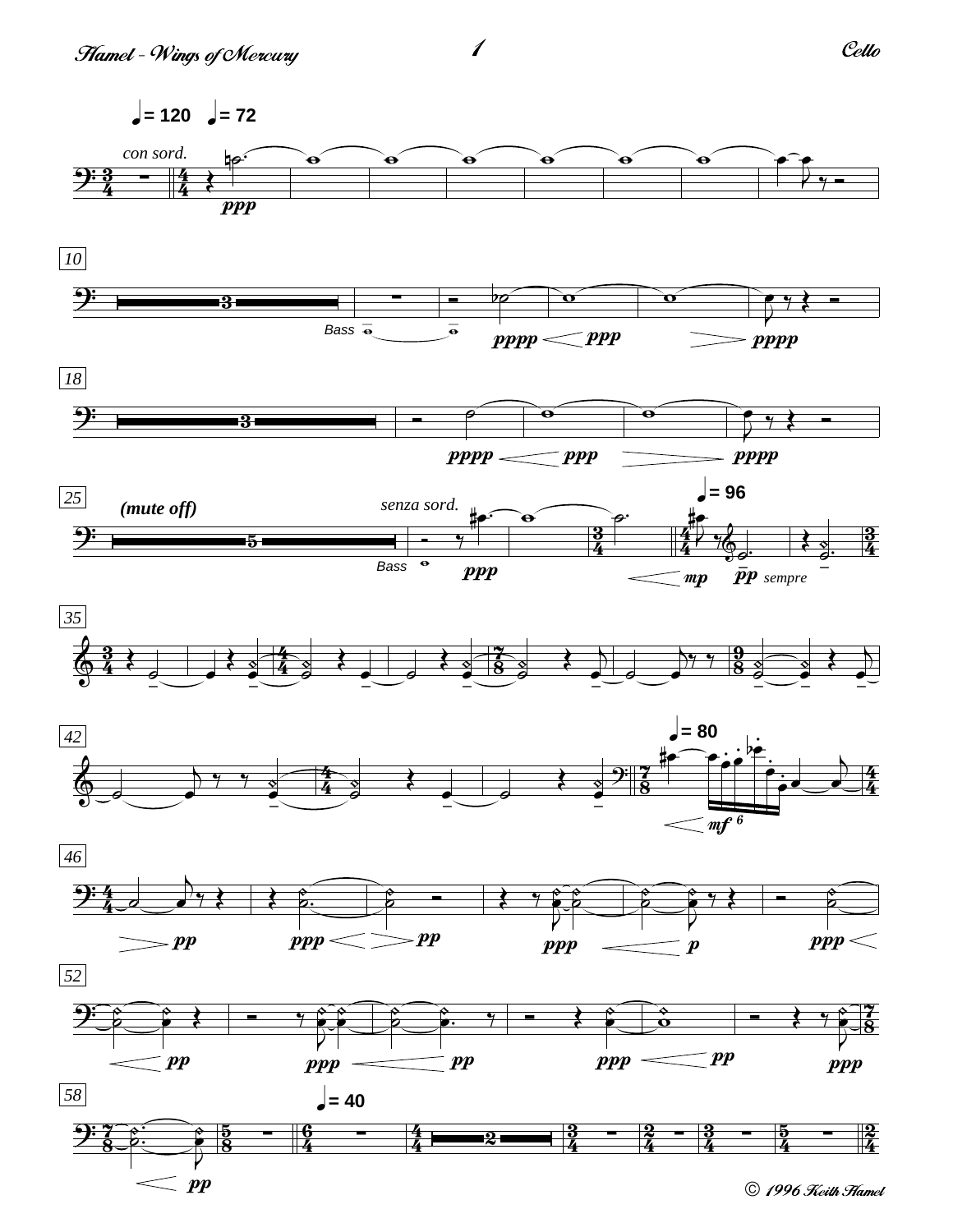© 1996 Keith Hamel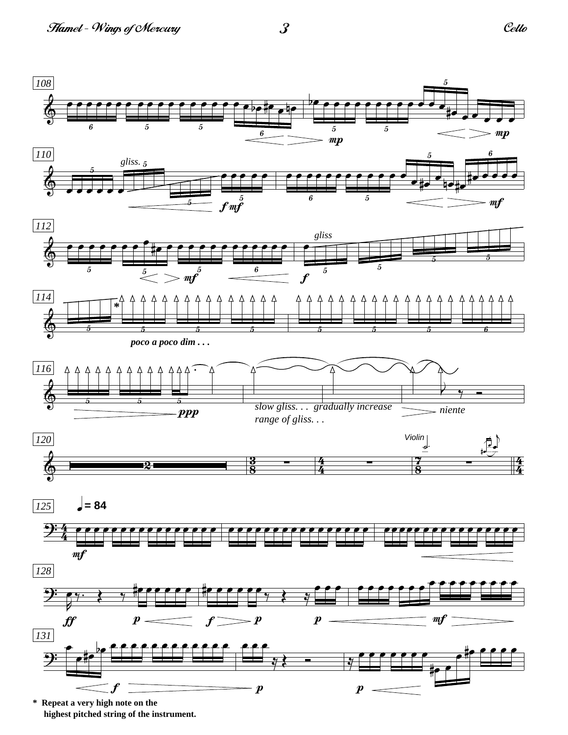\* Repeat a very high note on the highest pitched string of the instrument.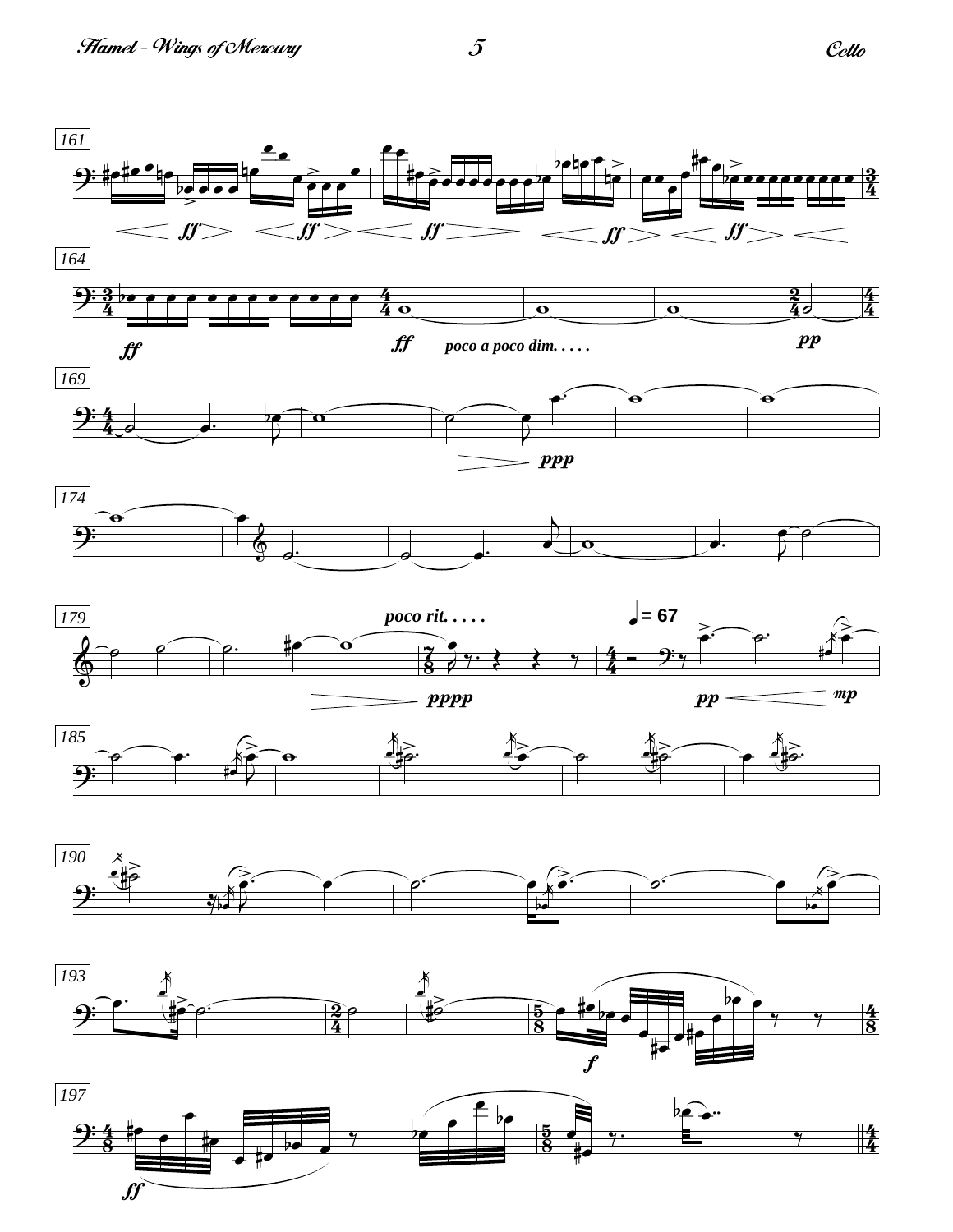161

*ff* *ff* *ff* *ff* *ff*

164

*ff* *ff* *poco a poco dim. . . . .* *pp*

169

*ppp*

174

179

*poco rit. . . . .* ♩= 67

*pppp* *pp* *mp*

185

190

193

*f*

197

*ff*